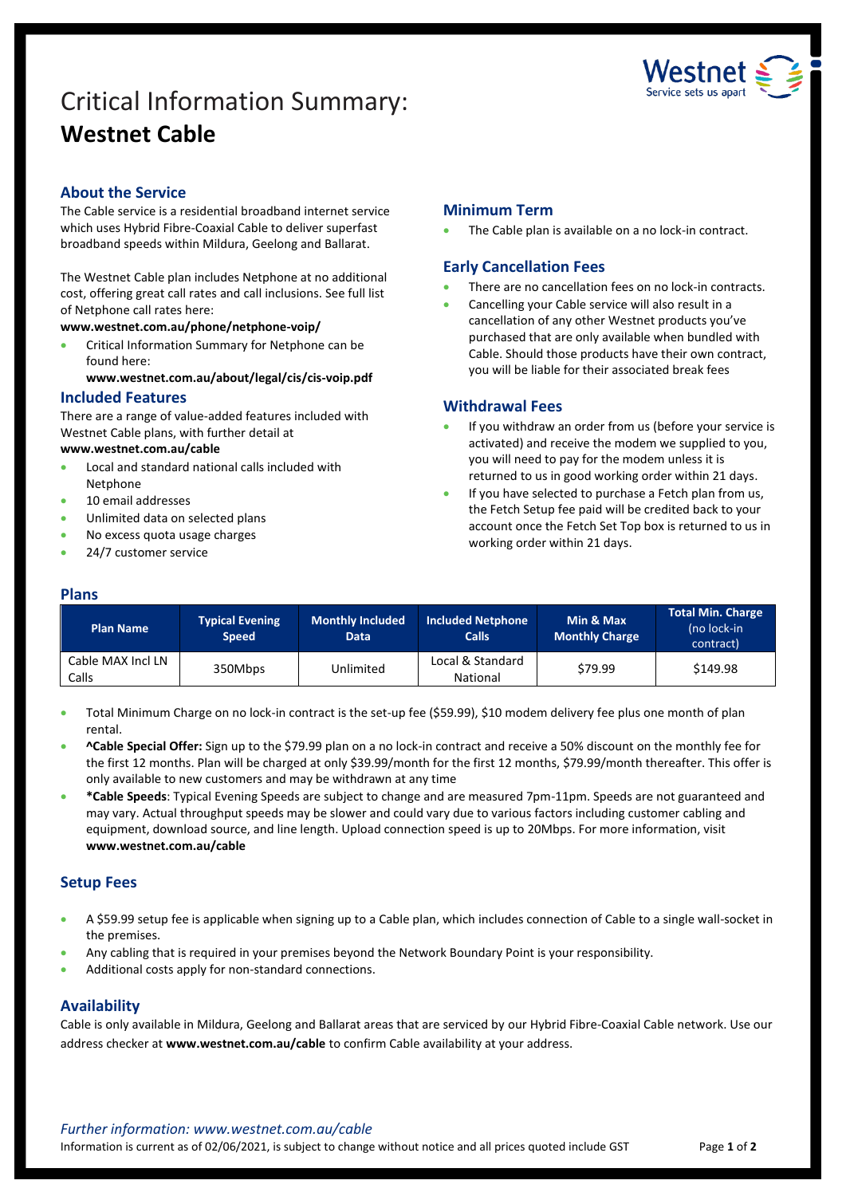# Critical Information Summary: **Westnet Cable**

## About the Service

The Cable service is a residential broadband internet service which uses Hybrid Fibre-Coaxial Cable to deliver superfast broadband speeds within Mildura, Geelong and Ballarat.

The Westnet Cable plan includes Netphone at no additional cost, offering great call rates and call inclusions. See full list of Netphone call rates here:

**www.westnet.com.au/phone/netphone-voip/**

- Critical Information Summary for Netphone can be found here:
  **www.westnet.com.au/about/legal/cis/cis-voip.pdf**

## Included Features

There are a range of value-added features included with Westnet Cable plans, with further detail at **www.westnet.com.au/cable**

- Local and standard national calls included with Netphone
- 10 email addresses
- Unlimited data on selected plans
- No excess quota usage charges
- 24/7 customer service

## Minimum Term

- The Cable plan is available on a no lock-in contract.

## Early Cancellation Fees

- There are no cancellation fees on no lock-in contracts.
- Cancelling your Cable service will also result in a cancellation of any other Westnet products you've purchased that are only available when bundled with Cable. Should those products have their own contract, you will be liable for their associated break fees

## Withdrawal Fees

- If you withdraw an order from us (before your service is activated) and receive the modem we supplied to you, you will need to pay for the modem unless it is returned to us in good working order within 21 days.
- If you have selected to purchase a Fetch plan from us, the Fetch Setup fee paid will be credited back to your account once the Fetch Set Top box is returned to us in working order within 21 days.

## Plans

| Plan Name | Typical Evening Speed | Monthly Included Data | Included Netphone Calls | Min & Max Monthly Charge | Total Min. Charge (no lock-in contract) |
|---|---|---|---|---|---|
| Cable MAX Incl LN Calls | 350Mbps | Unlimited | Local & Standard National | $79.99 | $149.98 |

- Total Minimum Charge on no lock-in contract is the set-up fee ($59.99), $10 modem delivery fee plus one month of plan rental.
- **^Cable Special Offer:** Sign up to the $79.99 plan on a no lock-in contract and receive a 50% discount on the monthly fee for the first 12 months. Plan will be charged at only $39.99/month for the first 12 months, $79.99/month thereafter. This offer is only available to new customers and may be withdrawn at any time
- ***Cable Speeds**: Typical Evening Speeds are subject to change and are measured 7pm-11pm. Speeds are not guaranteed and may vary. Actual throughput speeds may be slower and could vary due to various factors including customer cabling and equipment, download source, and line length. Upload connection speed is up to 20Mbps. For more information, visit **www.westnet.com.au/cable**

## Setup Fees

- A $59.99 setup fee is applicable when signing up to a Cable plan, which includes connection of Cable to a single wall-socket in the premises.
- Any cabling that is required in your premises beyond the Network Boundary Point is your responsibility.
- Additional costs apply for non-standard connections.

## Availability

Cable is only available in Mildura, Geelong and Ballarat areas that are serviced by our Hybrid Fibre-Coaxial Cable network. Use our address checker at **www.westnet.com.au/cable** to confirm Cable availability at your address.

*Further information: www.westnet.com.au/cable*

Information is current as of 02/06/2021, is subject to change without notice and all prices quoted include GST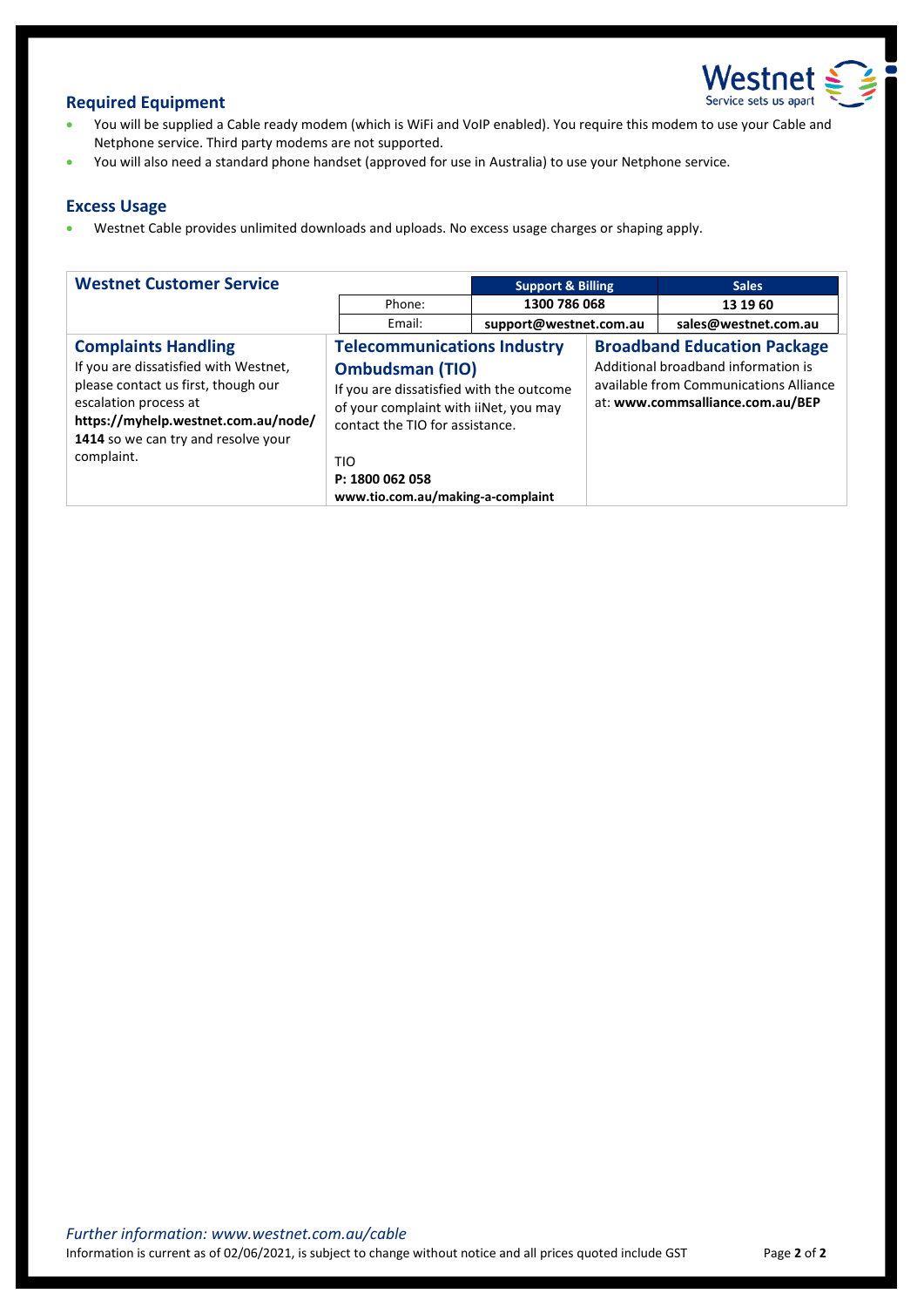## Required Equipment

- You will be supplied a Cable ready modem (which is WiFi and VoIP enabled). You require this modem to use your Cable and Netphone service. Third party modems are not supported.
- You will also need a standard phone handset (approved for use in Australia) to use your Netphone service.

## Excess Usage

- Westnet Cable provides unlimited downloads and uploads. No excess usage charges or shaping apply.

### Westnet Customer Service

| | Support & Billing | Sales |
|---|---|---|
| Phone: | **1300 786 068** | **13 19 60** |
| Email: | **support@westnet.com.au** | **sales@westnet.com.au** |

### Complaints Handling

If you are dissatisfied with Westnet, please contact us first, though our escalation process at **https://myhelp.westnet.com.au/node/1414** so we can try and resolve your complaint.

### Telecommunications Industry Ombudsman (TIO)

If you are dissatisfied with the outcome of your complaint with iiNet, you may contact the TIO for assistance.

TIO
**P: 1800 062 058**
**www.tio.com.au/making-a-complaint**

### Broadband Education Package

Additional broadband information is available from Communications Alliance at: **www.commsalliance.com.au/BEP**

*Further information: www.westnet.com.au/cable*

Information is current as of 02/06/2021, is subject to change without notice and all prices quoted include GST